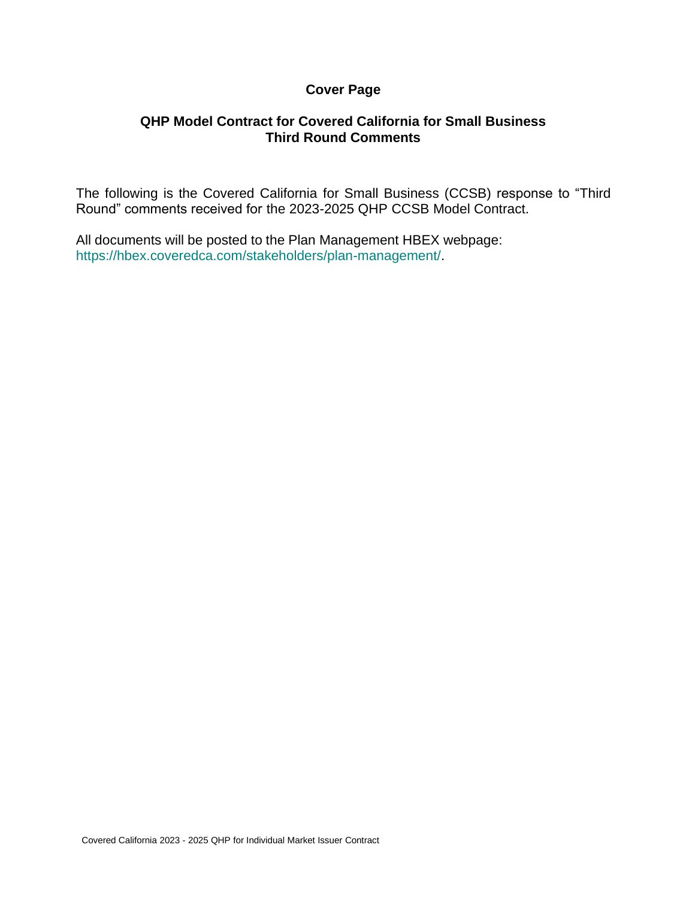# Cover Page

## QHP Model Contract for Covered California for Small Business
## Third Round Comments

The following is the Covered California for Small Business (CCSB) response to “Third Round” comments received for the 2023-2025 QHP CCSB Model Contract.

All documents will be posted to the Plan Management HBEX webpage: https://hbex.coveredca.com/stakeholders/plan-management/.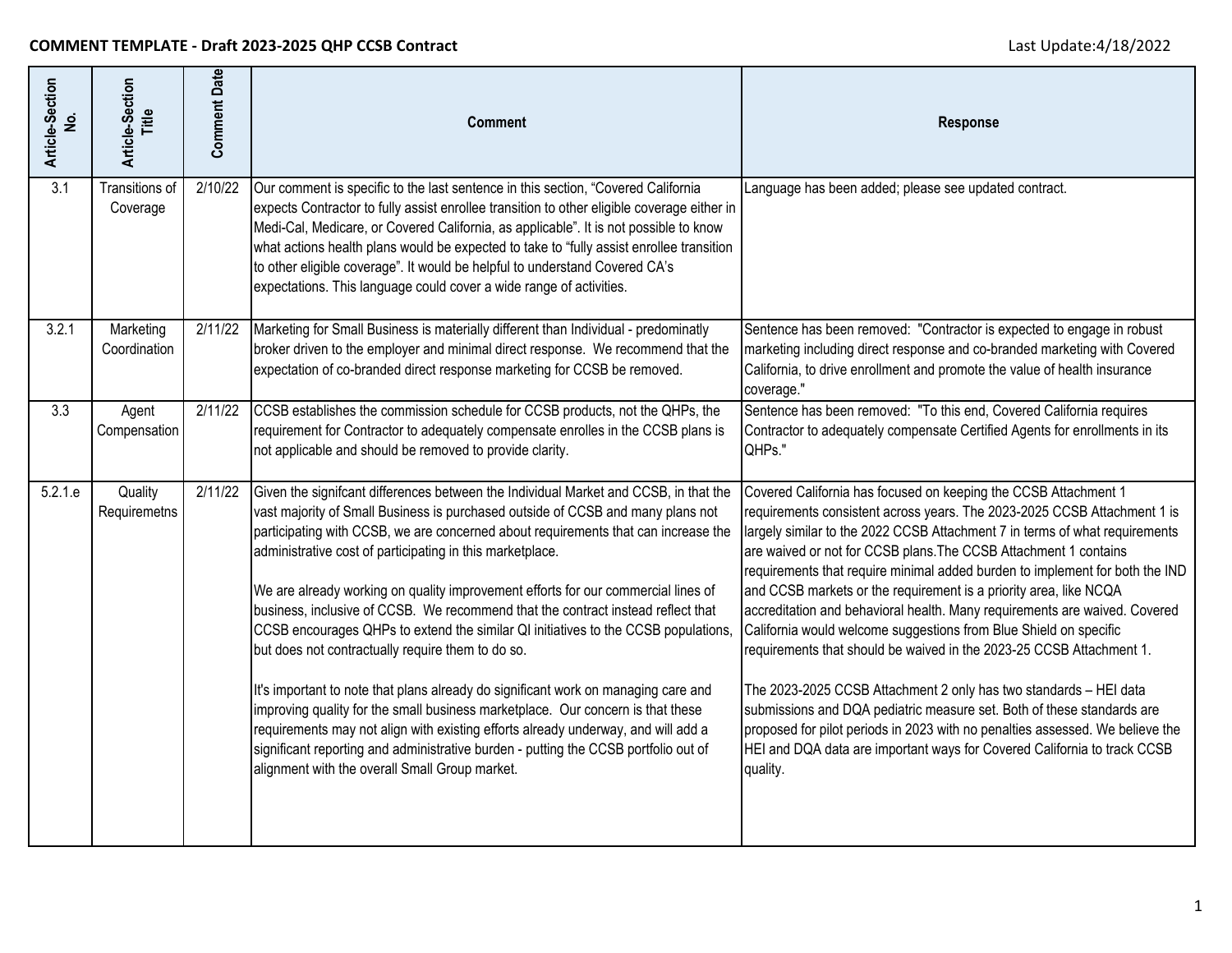**COMMENT TEMPLATE - Draft 2023-2025 QHP CCSB Contract**

Last Update:4/18/2022

| Article-Section No. | Article-Section Title | Comment Date | Comment | Response |
|---|---|---|---|---|
| 3.1 | Transitions of Coverage | 2/10/22 | Our comment is specific to the last sentence in this section, "Covered California expects Contractor to fully assist enrollee transition to other eligible coverage either in Medi-Cal, Medicare, or Covered California, as applicable". It is not possible to know what actions health plans would be expected to take to "fully assist enrollee transition to other eligible coverage". It would be helpful to understand Covered CA's expectations. This language could cover a wide range of activities. | Language has been added; please see updated contract. |
| 3.2.1 | Marketing Coordination | 2/11/22 | Marketing for Small Business is materially different than Individual - predominatly broker driven to the employer and minimal direct response. We recommend that the expectation of co-branded direct response marketing for CCSB be removed. | Sentence has been removed: "Contractor is expected to engage in robust marketing including direct response and co-branded marketing with Covered California, to drive enrollment and promote the value of health insurance coverage." |
| 3.3 | Agent Compensation | 2/11/22 | CCSB establishes the commission schedule for CCSB products, not the QHPs, the requirement for Contractor to adequately compensate enrolles in the CCSB plans is not applicable and should be removed to provide clarity. | Sentence has been removed: "To this end, Covered California requires Contractor to adequately compensate Certified Agents for enrollments in its QHPs." |
| 5.2.1.e | Quality Requiremetns | 2/11/22 | Given the signifcant differences between the Individual Market and CCSB, in that the vast majority of Small Business is purchased outside of CCSB and many plans not participating with CCSB, we are concerned about requirements that can increase the administrative cost of participating in this marketplace.<br><br>We are already working on quality improvement efforts for our commercial lines of business, inclusive of CCSB. We recommend that the contract instead reflect that CCSB encourages QHPs to extend the similar QI initiatives to the CCSB populations, but does not contractually require them to do so.<br><br>It's important to note that plans already do significant work on managing care and improving quality for the small business marketplace. Our concern is that these requirements may not align with existing efforts already underway, and will add a significant reporting and administrative burden - putting the CCSB portfolio out of alignment with the overall Small Group market. | Covered California has focused on keeping the CCSB Attachment 1 requirements consistent across years. The 2023-2025 CCSB Attachment 1 is largely similar to the 2022 CCSB Attachment 7 in terms of what requirements are waived or not for CCSB plans.The CCSB Attachment 1 contains requirements that require minimal added burden to implement for both the IND and CCSB markets or the requirement is a priority area, like NCQA accreditation and behavioral health. Many requirements are waived. Covered California would welcome suggestions from Blue Shield on specific requirements that should be waived in the 2023-25 CCSB Attachment 1.<br><br>The 2023-2025 CCSB Attachment 2 only has two standards – HEI data submissions and DQA pediatric measure set. Both of these standards are proposed for pilot periods in 2023 with no penalties assessed. We believe the HEI and DQA data are important ways for Covered California to track CCSB quality. |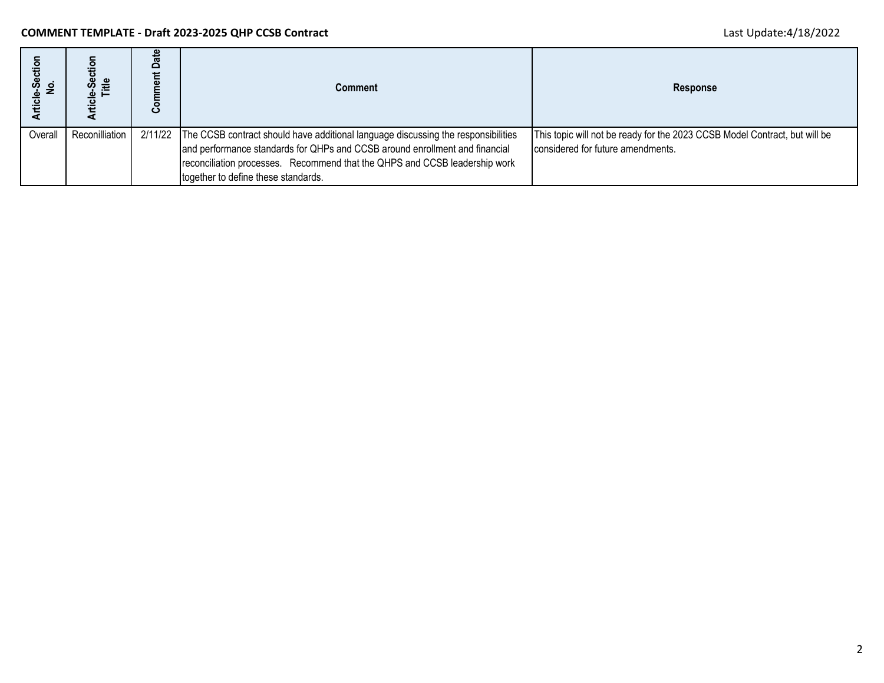**COMMENT TEMPLATE - Draft 2023-2025 QHP CCSB Contract**

Last Update:4/18/2022

| Article-Section No. | Article-Section Title | Comment Date | Comment | Response |
|---|---|---|---|---|
| Overall | Reconilliation | 2/11/22 | The CCSB contract should have additional language discussing the responsibilities and performance standards for QHPs and CCSB around enrollment and financial reconciliation processes. Recommend that the QHPS and CCSB leadership work together to define these standards. | This topic will not be ready for the 2023 CCSB Model Contract, but will be considered for future amendments. |